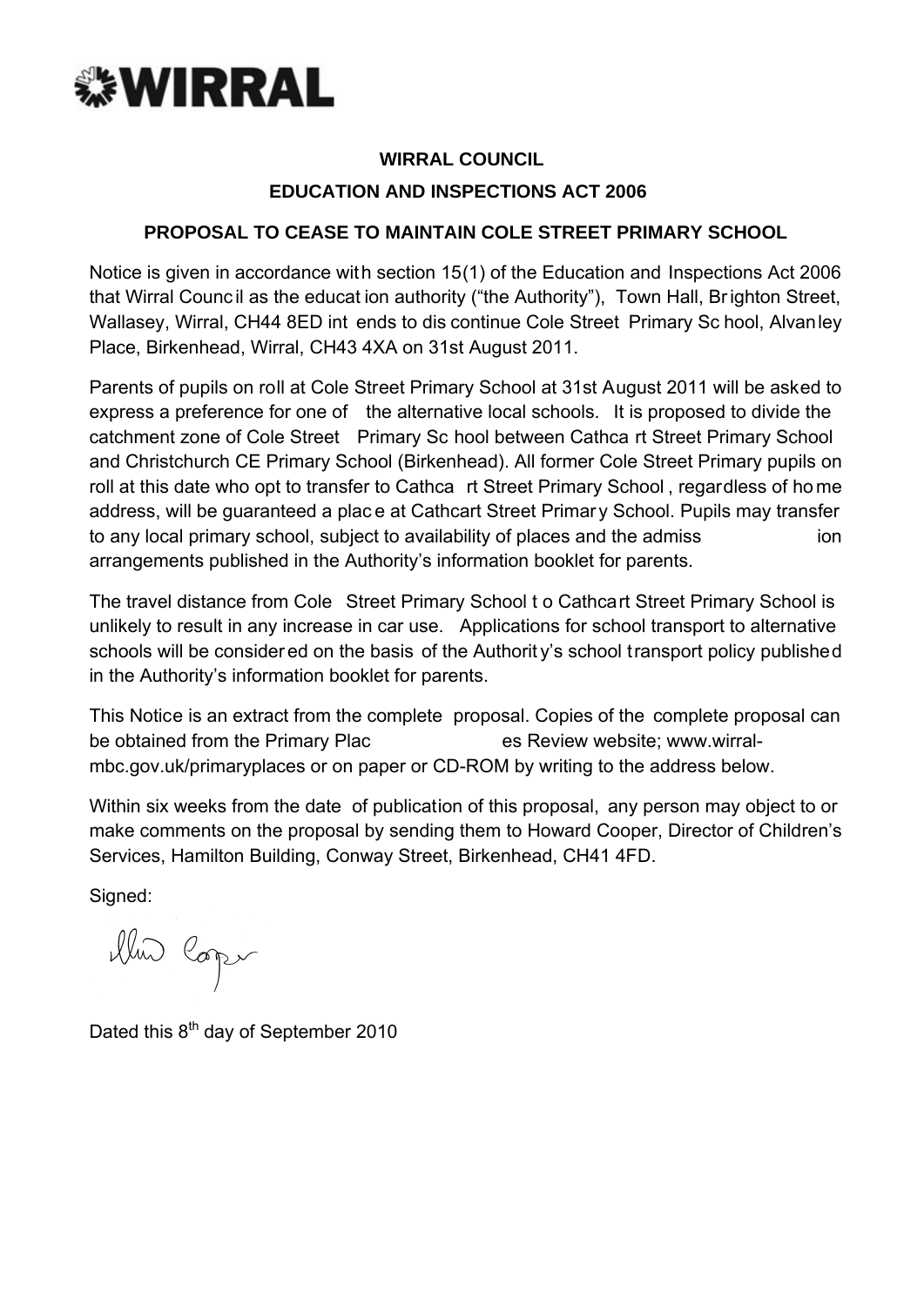WIRRAL

**WIRRAL COUNCIL**

**EDUCATION AND INSPECTIONS ACT 2006**

**PROPOSAL TO CEASE TO MAINTAIN COLE STREET PRIMARY SCHOOL**

Notice is given in accordance with section 15(1) of the Education and Inspections Act 2006 that Wirral Council as the education authority ("the Authority"), Town Hall, Brighton Street, Wallasey, Wirral, CH44 8ED intends to discontinue Cole Street Primary School, Alvanley Place, Birkenhead, Wirral, CH43 4XA on 31st August 2011.

Parents of pupils on roll at Cole Street Primary School at 31st August 2011 will be asked to express a preference for one of the alternative local schools. It is proposed to divide the catchment zone of Cole Street Primary School between Cathcart Street Primary School and Christchurch CE Primary School (Birkenhead). All former Cole Street Primary pupils on roll at this date who opt to transfer to Cathcart Street Primary School, regardless of home address, will be guaranteed a place at Cathcart Street Primary School. Pupils may transfer to any local primary school, subject to availability of places and the admission arrangements published in the Authority's information booklet for parents.

The travel distance from Cole Street Primary School to Cathcart Street Primary School is unlikely to result in any increase in car use. Applications for school transport to alternative schools will be considered on the basis of the Authority's school transport policy published in the Authority's information booklet for parents.

This Notice is an extract from the complete proposal. Copies of the complete proposal can be obtained from the Primary Places Review website; www.wirral-mbc.gov.uk/primaryplaces or on paper or CD-ROM by writing to the address below.

Within six weeks from the date of publication of this proposal, any person may object to or make comments on the proposal by sending them to Howard Cooper, Director of Children's Services, Hamilton Building, Conway Street, Birkenhead, CH41 4FD.

Signed:

Dated this 8th day of September 2010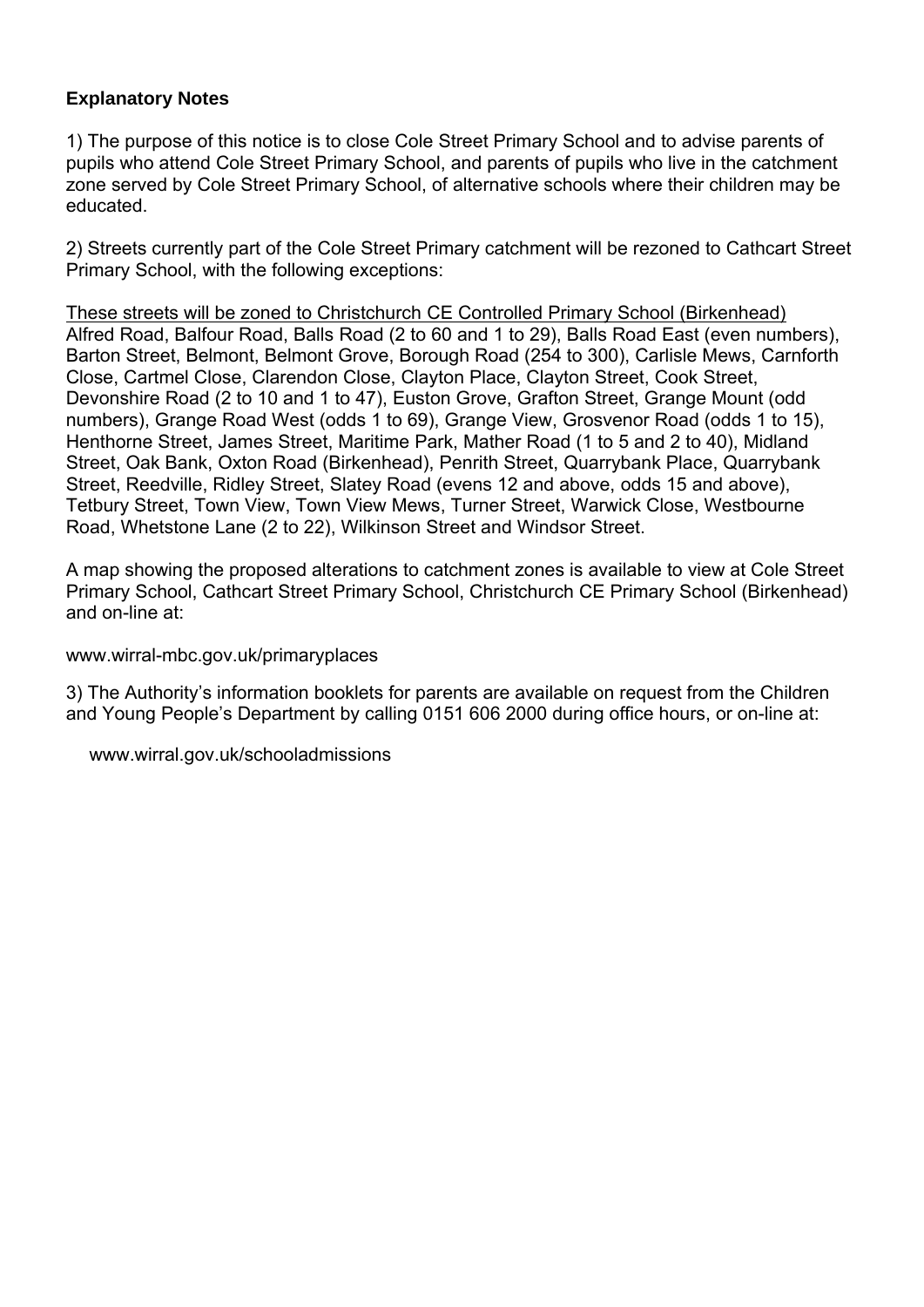**Explanatory Notes**

1) The purpose of this notice is to close Cole Street Primary School and to advise parents of pupils who attend Cole Street Primary School, and parents of pupils who live in the catchment zone served by Cole Street Primary School, of alternative schools where their children may be educated.

2) Streets currently part of the Cole Street Primary catchment will be rezoned to Cathcart Street Primary School, with the following exceptions:

<u>These streets will be zoned to Christchurch CE Controlled Primary School (Birkenhead)</u>
Alfred Road, Balfour Road, Balls Road (2 to 60 and 1 to 29), Balls Road East (even numbers), Barton Street, Belmont, Belmont Grove, Borough Road (254 to 300), Carlisle Mews, Carnforth Close, Cartmel Close, Clarendon Close, Clayton Place, Clayton Street, Cook Street, Devonshire Road (2 to 10 and 1 to 47), Euston Grove, Grafton Street, Grange Mount (odd numbers), Grange Road West (odds 1 to 69), Grange View, Grosvenor Road (odds 1 to 15), Henthorne Street, James Street, Maritime Park, Mather Road (1 to 5 and 2 to 40), Midland Street, Oak Bank, Oxton Road (Birkenhead), Penrith Street, Quarrybank Place, Quarrybank Street, Reedville, Ridley Street, Slatey Road (evens 12 and above, odds 15 and above), Tetbury Street, Town View, Town View Mews, Turner Street, Warwick Close, Westbourne Road, Whetstone Lane (2 to 22), Wilkinson Street and Windsor Street.

A map showing the proposed alterations to catchment zones is available to view at Cole Street Primary School, Cathcart Street Primary School, Christchurch CE Primary School (Birkenhead) and on-line at:

www.wirral-mbc.gov.uk/primaryplaces

3) The Authority's information booklets for parents are available on request from the Children and Young People's Department by calling 0151 606 2000 during office hours, or on-line at:

www.wirral.gov.uk/schooladmissions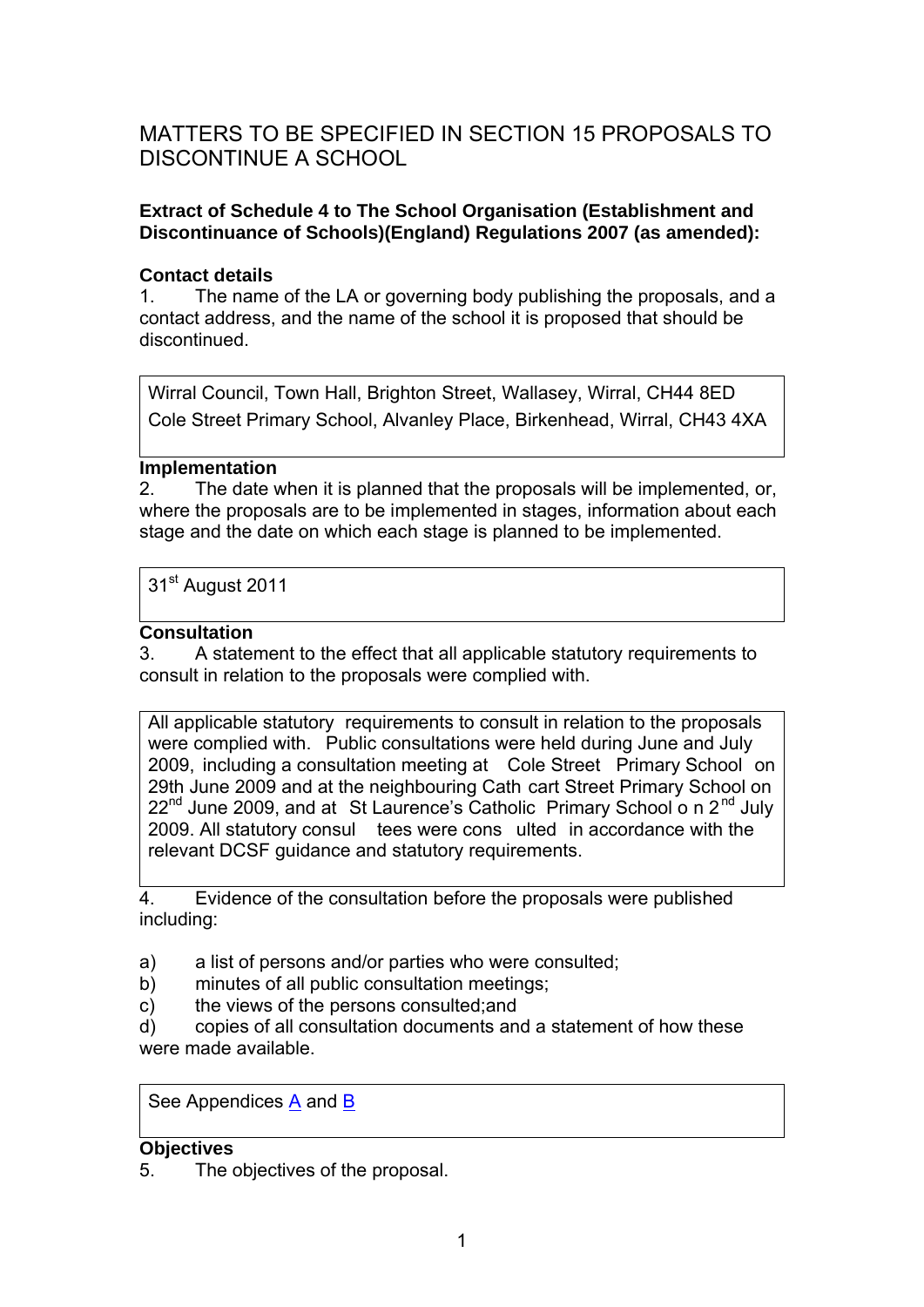# MATTERS TO BE SPECIFIED IN SECTION 15 PROPOSALS TO DISCONTINUE A SCHOOL

**Extract of Schedule 4 to The School Organisation (Establishment and Discontinuance of Schools)(England) Regulations 2007 (as amended):**

**Contact details**

1. The name of the LA or governing body publishing the proposals, and a contact address, and the name of the school it is proposed that should be discontinued.

> Wirral Council, Town Hall, Brighton Street, Wallasey, Wirral, CH44 8ED
> Cole Street Primary School, Alvanley Place, Birkenhead, Wirral, CH43 4XA

**Implementation**

2. The date when it is planned that the proposals will be implemented, or, where the proposals are to be implemented in stages, information about each stage and the date on which each stage is planned to be implemented.

> 31st August 2011

**Consultation**

3. A statement to the effect that all applicable statutory requirements to consult in relation to the proposals were complied with.

> All applicable statutory requirements to consult in relation to the proposals were complied with. Public consultations were held during June and July 2009, including a consultation meeting at Cole Street Primary School on 29th June 2009 and at the neighbouring Cathcart Street Primary School on 22nd June 2009, and at St Laurence's Catholic Primary School on 2nd July 2009. All statutory consultees were consulted in accordance with the relevant DCSF guidance and statutory requirements.

4. Evidence of the consultation before the proposals were published including:

a) a list of persons and/or parties who were consulted;
b) minutes of all public consultation meetings;
c) the views of the persons consulted;and
d) copies of all consultation documents and a statement of how these were made available.

> See Appendices A and B

**Objectives**

5. The objectives of the proposal.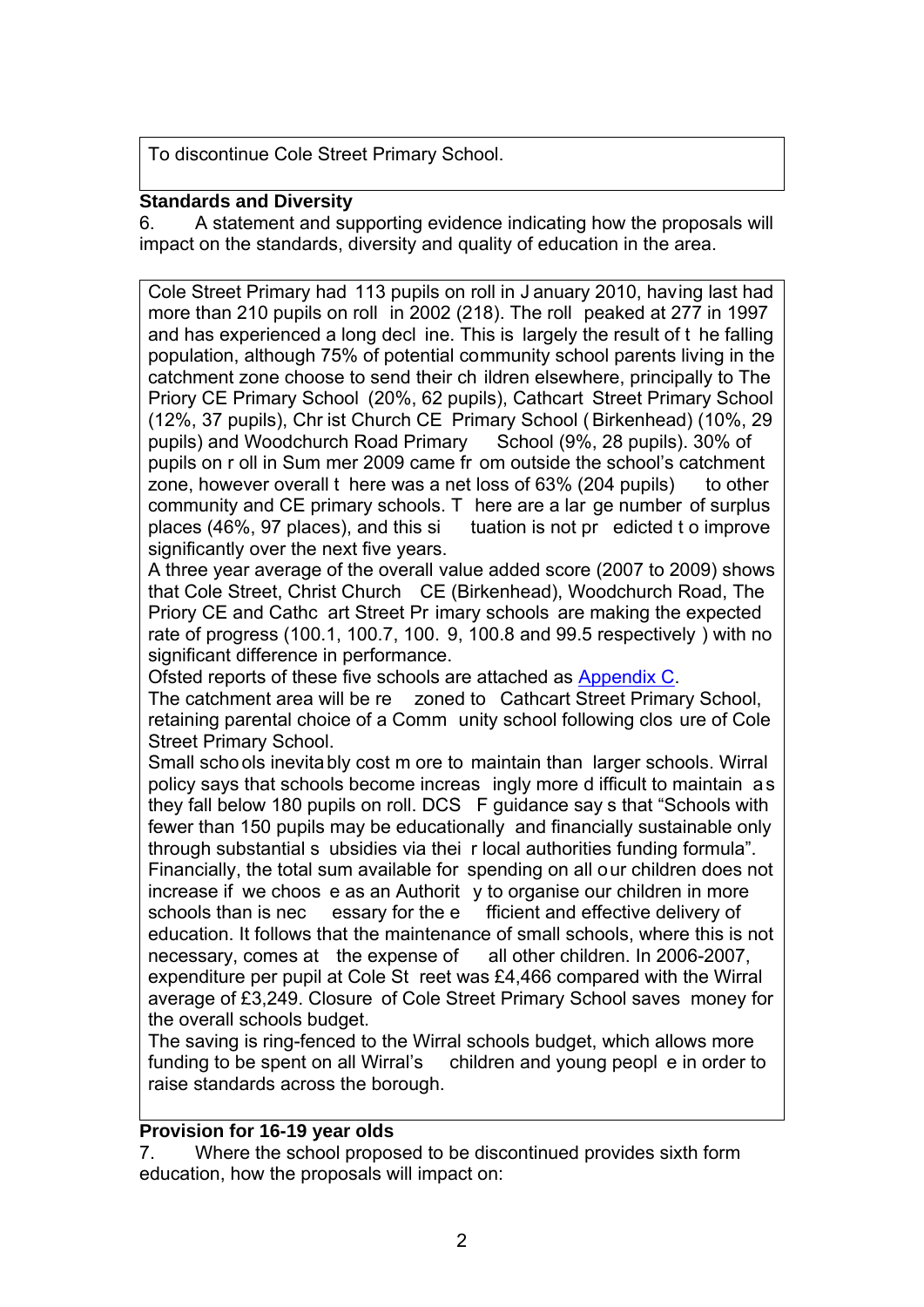To discontinue Cole Street Primary School.

**Standards and Diversity**

6. A statement and supporting evidence indicating how the proposals will impact on the standards, diversity and quality of education in the area.

Cole Street Primary had 113 pupils on roll in January 2010, having last had more than 210 pupils on roll in 2002 (218). The roll peaked at 277 in 1997 and has experienced a long decline. This is largely the result of the falling population, although 75% of potential community school parents living in the catchment zone choose to send their children elsewhere, principally to The Priory CE Primary School (20%, 62 pupils), Cathcart Street Primary School (12%, 37 pupils), Christ Church CE Primary School (Birkenhead) (10%, 29 pupils) and Woodchurch Road Primary School (9%, 28 pupils). 30% of pupils on roll in Summer 2009 came from outside the school's catchment zone, however overall there was a net loss of 63% (204 pupils) to other community and CE primary schools. There are a large number of surplus places (46%, 97 places), and this situation is not predicted to improve significantly over the next five years.

A three year average of the overall value added score (2007 to 2009) shows that Cole Street, Christ Church CE (Birkenhead), Woodchurch Road, The Priory CE and Cathcart Street Primary schools are making the expected rate of progress (100.1, 100.7, 100.9, 100.8 and 99.5 respectively) with no significant difference in performance.

Ofsted reports of these five schools are attached as Appendix C.

The catchment area will be rezoned to Cathcart Street Primary School, retaining parental choice of a Community school following closure of Cole Street Primary School.

Small schools inevitably cost more to maintain than larger schools. Wirral policy says that schools become increasingly more difficult to maintain as they fall below 180 pupils on roll. DCSF guidance says that "Schools with fewer than 150 pupils may be educationally and financially sustainable only through substantial subsidies via their local authorities funding formula".

Financially, the total sum available for spending on all our children does not increase if we choose as an Authority to organise our children in more schools than is necessary for the efficient and effective delivery of education. It follows that the maintenance of small schools, where this is not necessary, comes at the expense of all other children. In 2006-2007, expenditure per pupil at Cole Street was £4,466 compared with the Wirral average of £3,249. Closure of Cole Street Primary School saves money for the overall schools budget.

The saving is ring-fenced to the Wirral schools budget, which allows more funding to be spent on all Wirral's children and young people in order to raise standards across the borough.

**Provision for 16-19 year olds**

7. Where the school proposed to be discontinued provides sixth form education, how the proposals will impact on: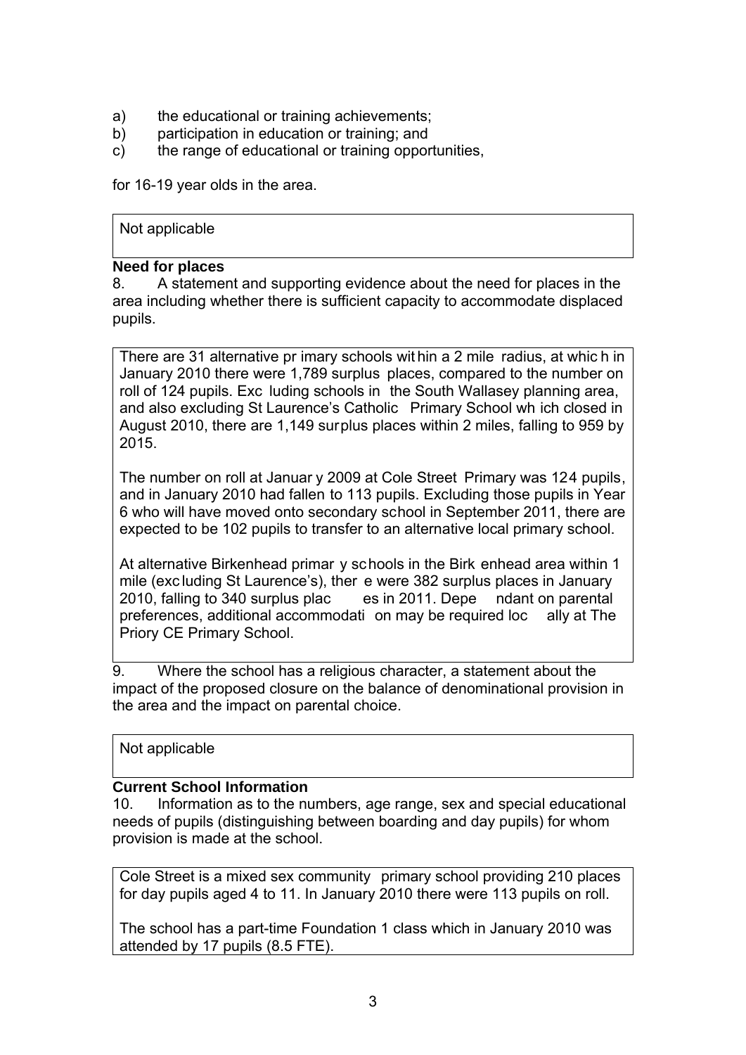a) the educational or training achievements;
b) participation in education or training; and
c) the range of educational or training opportunities,

for 16-19 year olds in the area.

| Not applicable |
|---|

**Need for places**

8. A statement and supporting evidence about the need for places in the area including whether there is sufficient capacity to accommodate displaced pupils.

> There are 31 alternative primary schools within a 2 mile radius, at which in January 2010 there were 1,789 surplus places, compared to the number on roll of 124 pupils. Excluding schools in the South Wallasey planning area, and also excluding St Laurence's Catholic Primary School which closed in August 2010, there are 1,149 surplus places within 2 miles, falling to 959 by 2015.
>
> The number on roll at January 2009 at Cole Street Primary was 124 pupils, and in January 2010 had fallen to 113 pupils. Excluding those pupils in Year 6 who will have moved onto secondary school in September 2011, there are expected to be 102 pupils to transfer to an alternative local primary school.
>
> At alternative Birkenhead primary schools in the Birkenhead area within 1 mile (excluding St Laurence's), there were 382 surplus places in January 2010, falling to 340 surplus places in 2011. Dependant on parental preferences, additional accommodation may be required locally at The Priory CE Primary School.

9. Where the school has a religious character, a statement about the impact of the proposed closure on the balance of denominational provision in the area and the impact on parental choice.

| Not applicable |
|---|

**Current School Information**

10. Information as to the numbers, age range, sex and special educational needs of pupils (distinguishing between boarding and day pupils) for whom provision is made at the school.

> Cole Street is a mixed sex community primary school providing 210 places for day pupils aged 4 to 11. In January 2010 there were 113 pupils on roll.
>
> The school has a part-time Foundation 1 class which in January 2010 was attended by 17 pupils (8.5 FTE).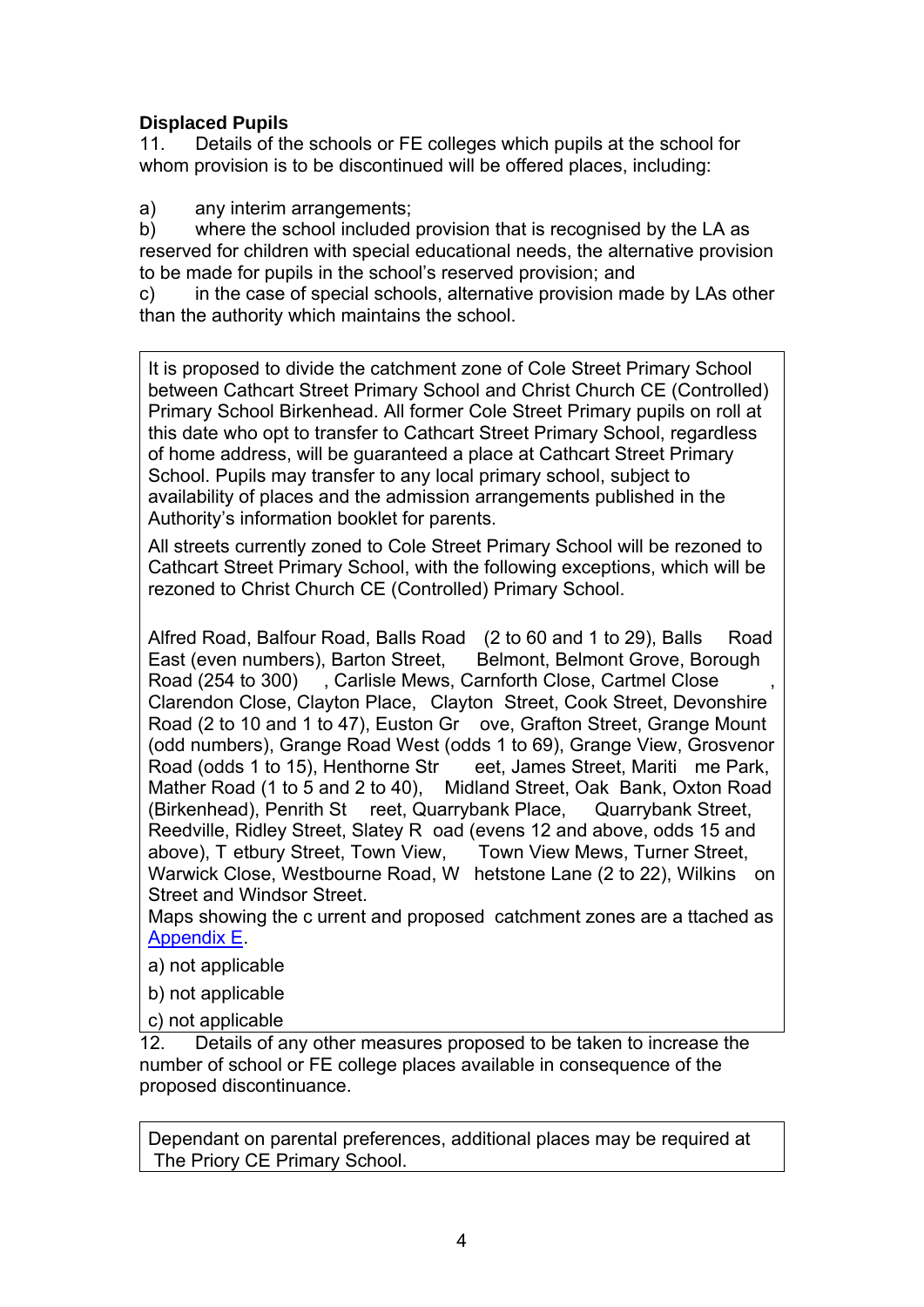**Displaced Pupils**

11. Details of the schools or FE colleges which pupils at the school for whom provision is to be discontinued will be offered places, including:

a) any interim arrangements;
b) where the school included provision that is recognised by the LA as reserved for children with special educational needs, the alternative provision to be made for pupils in the school's reserved provision; and
c) in the case of special schools, alternative provision made by LAs other than the authority which maintains the school.

It is proposed to divide the catchment zone of Cole Street Primary School between Cathcart Street Primary School and Christ Church CE (Controlled) Primary School Birkenhead. All former Cole Street Primary pupils on roll at this date who opt to transfer to Cathcart Street Primary School, regardless of home address, will be guaranteed a place at Cathcart Street Primary School. Pupils may transfer to any local primary school, subject to availability of places and the admission arrangements published in the Authority's information booklet for parents.

All streets currently zoned to Cole Street Primary School will be rezoned to Cathcart Street Primary School, with the following exceptions, which will be rezoned to Christ Church CE (Controlled) Primary School.

Alfred Road, Balfour Road, Balls Road (2 to 60 and 1 to 29), Balls Road East (even numbers), Barton Street, Belmont, Belmont Grove, Borough Road (254 to 300), Carlisle Mews, Carnforth Close, Cartmel Close, Clarendon Close, Clayton Place, Clayton Street, Cook Street, Devonshire Road (2 to 10 and 1 to 47), Euston Grove, Grafton Street, Grange Mount (odd numbers), Grange Road West (odds 1 to 69), Grange View, Grosvenor Road (odds 1 to 15), Henthorne Street, James Street, Maritime Park, Mather Road (1 to 5 and 2 to 40), Midland Street, Oak Bank, Oxton Road (Birkenhead), Penrith Street, Quarrybank Place, Quarrybank Street, Reedville, Ridley Street, Slatey Road (evens 12 and above, odds 15 and above), Tetbury Street, Town View, Town View Mews, Turner Street, Warwick Close, Westbourne Road, Whetstone Lane (2 to 22), Wilkinson Street and Windsor Street.

Maps showing the current and proposed catchment zones are attached as Appendix E.

a) not applicable

b) not applicable

c) not applicable

12. Details of any other measures proposed to be taken to increase the number of school or FE college places available in consequence of the proposed discontinuance.

Dependant on parental preferences, additional places may be required at The Priory CE Primary School.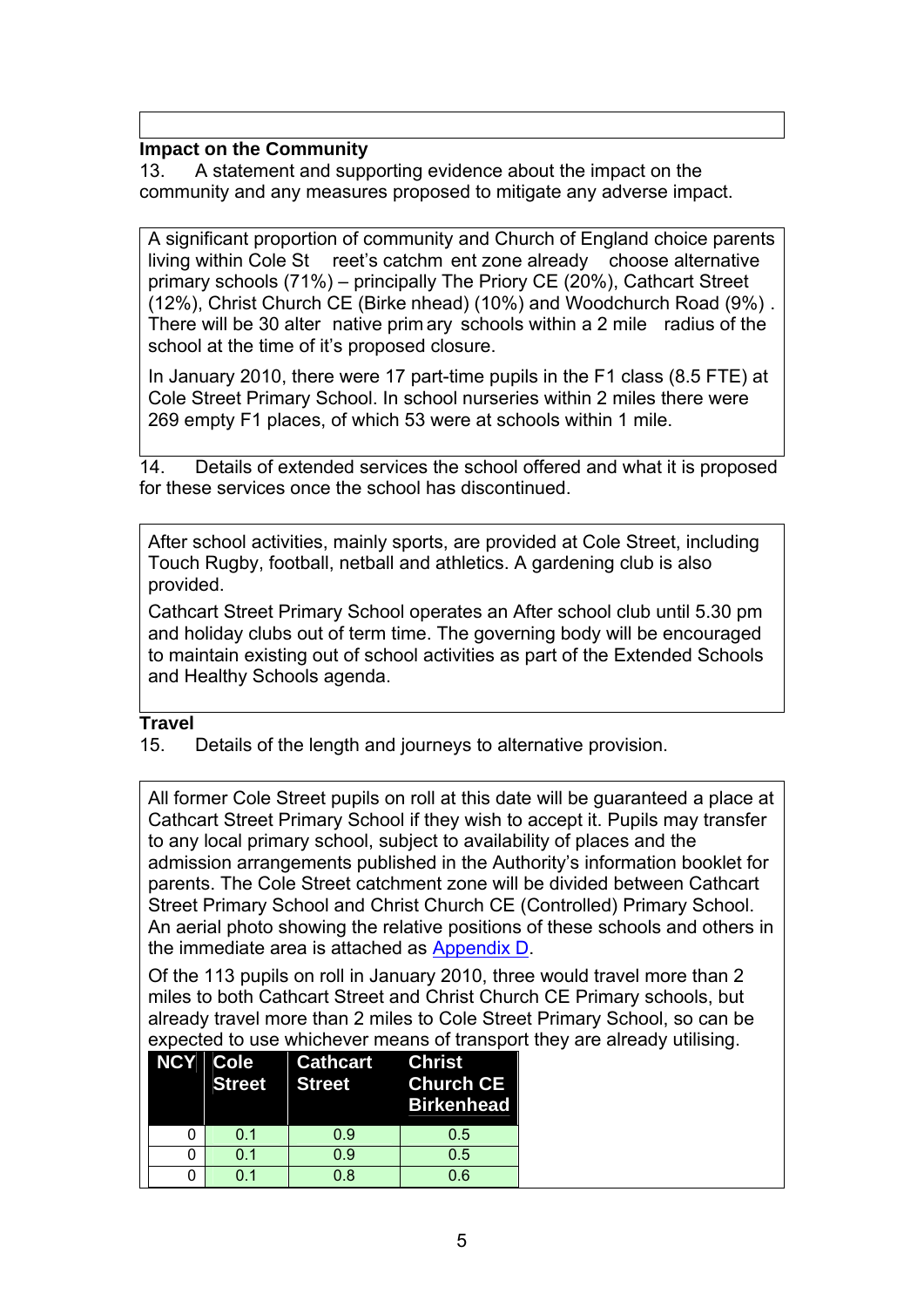## Impact on the Community

13. A statement and supporting evidence about the impact on the community and any measures proposed to mitigate any adverse impact.

A significant proportion of community and Church of England choice parents living within Cole Street's catchment zone already choose alternative primary schools (71%) – principally The Priory CE (20%), Cathcart Street (12%), Christ Church CE (Birkenhead) (10%) and Woodchurch Road (9%). There will be 30 alternative primary schools within a 2 mile radius of the school at the time of it's proposed closure.

In January 2010, there were 17 part-time pupils in the F1 class (8.5 FTE) at Cole Street Primary School. In school nurseries within 2 miles there were 269 empty F1 places, of which 53 were at schools within 1 mile.

14. Details of extended services the school offered and what it is proposed for these services once the school has discontinued.

After school activities, mainly sports, are provided at Cole Street, including Touch Rugby, football, netball and athletics. A gardening club is also provided.

Cathcart Street Primary School operates an After school club until 5.30 pm and holiday clubs out of term time. The governing body will be encouraged to maintain existing out of school activities as part of the Extended Schools and Healthy Schools agenda.

## Travel

15. Details of the length and journeys to alternative provision.

All former Cole Street pupils on roll at this date will be guaranteed a place at Cathcart Street Primary School if they wish to accept it. Pupils may transfer to any local primary school, subject to availability of places and the admission arrangements published in the Authority's information booklet for parents. The Cole Street catchment zone will be divided between Cathcart Street Primary School and Christ Church CE (Controlled) Primary School. An aerial photo showing the relative positions of these schools and others in the immediate area is attached as Appendix D.

Of the 113 pupils on roll in January 2010, three would travel more than 2 miles to both Cathcart Street and Christ Church CE Primary schools, but already travel more than 2 miles to Cole Street Primary School, so can be expected to use whichever means of transport they are already utilising.

| NCY | Cole Street | Cathcart Street | Christ Church CE Birkenhead |
|---|---|---|---|
| 0 | 0.1 | 0.9 | 0.5 |
| 0 | 0.1 | 0.9 | 0.5 |
| 0 | 0.1 | 0.8 | 0.6 |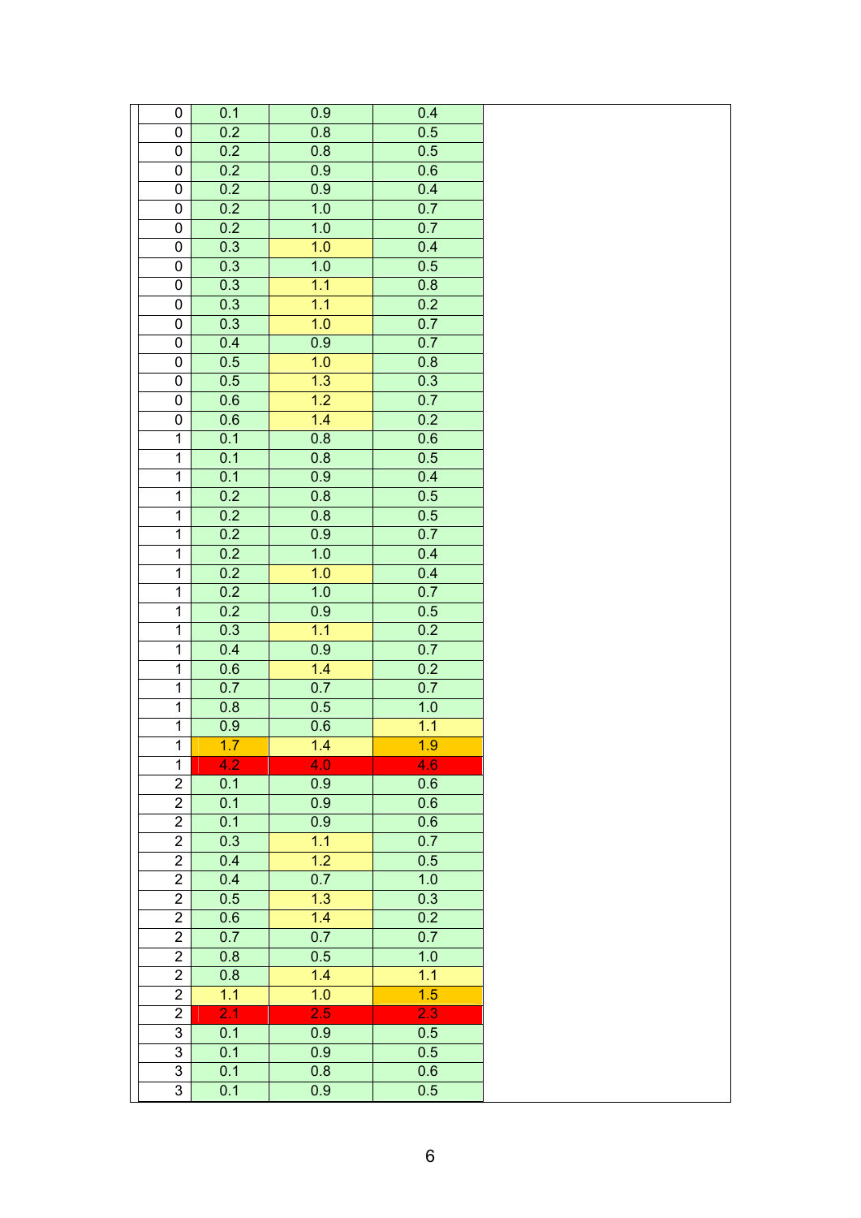| | | | |
|---|---|---|---|
| 0 | 0.1 | 0.9 | 0.4 |
| 0 | 0.2 | 0.8 | 0.5 |
| 0 | 0.2 | 0.8 | 0.5 |
| 0 | 0.2 | 0.9 | 0.6 |
| 0 | 0.2 | 0.9 | 0.4 |
| 0 | 0.2 | 1.0 | 0.7 |
| 0 | 0.2 | 1.0 | 0.7 |
| 0 | 0.3 | 1.0 | 0.4 |
| 0 | 0.3 | 1.0 | 0.5 |
| 0 | 0.3 | 1.1 | 0.8 |
| 0 | 0.3 | 1.1 | 0.2 |
| 0 | 0.3 | 1.0 | 0.7 |
| 0 | 0.4 | 0.9 | 0.7 |
| 0 | 0.5 | 1.0 | 0.8 |
| 0 | 0.5 | 1.3 | 0.3 |
| 0 | 0.6 | 1.2 | 0.7 |
| 0 | 0.6 | 1.4 | 0.2 |
| 1 | 0.1 | 0.8 | 0.6 |
| 1 | 0.1 | 0.8 | 0.5 |
| 1 | 0.1 | 0.9 | 0.4 |
| 1 | 0.2 | 0.8 | 0.5 |
| 1 | 0.2 | 0.8 | 0.5 |
| 1 | 0.2 | 0.9 | 0.7 |
| 1 | 0.2 | 1.0 | 0.4 |
| 1 | 0.2 | 1.0 | 0.4 |
| 1 | 0.2 | 1.0 | 0.7 |
| 1 | 0.2 | 0.9 | 0.5 |
| 1 | 0.3 | 1.1 | 0.2 |
| 1 | 0.4 | 0.9 | 0.7 |
| 1 | 0.6 | 1.4 | 0.2 |
| 1 | 0.7 | 0.7 | 0.7 |
| 1 | 0.8 | 0.5 | 1.0 |
| 1 | 0.9 | 0.6 | 1.1 |
| 1 | 1.7 | 1.4 | 1.9 |
| 1 | 4.2 | 4.0 | 4.6 |
| 2 | 0.1 | 0.9 | 0.6 |
| 2 | 0.1 | 0.9 | 0.6 |
| 2 | 0.1 | 0.9 | 0.6 |
| 2 | 0.3 | 1.1 | 0.7 |
| 2 | 0.4 | 1.2 | 0.5 |
| 2 | 0.4 | 0.7 | 1.0 |
| 2 | 0.5 | 1.3 | 0.3 |
| 2 | 0.6 | 1.4 | 0.2 |
| 2 | 0.7 | 0.7 | 0.7 |
| 2 | 0.8 | 0.5 | 1.0 |
| 2 | 0.8 | 1.4 | 1.1 |
| 2 | 1.1 | 1.0 | 1.5 |
| 2 | 2.1 | 2.5 | 2.3 |
| 3 | 0.1 | 0.9 | 0.5 |
| 3 | 0.1 | 0.9 | 0.5 |
| 3 | 0.1 | 0.8 | 0.6 |
| 3 | 0.1 | 0.9 | 0.5 |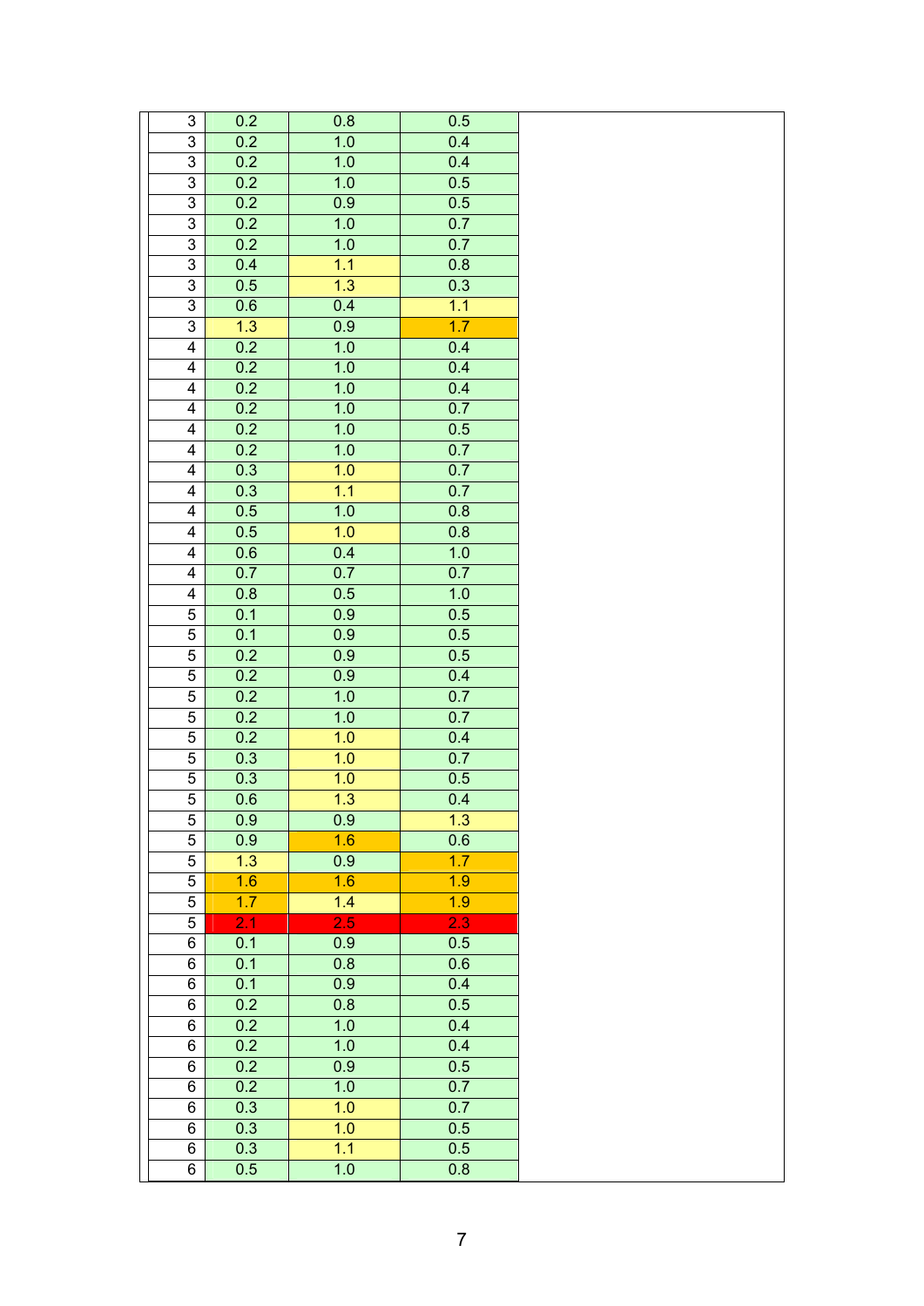| | | | |
|---|---|---|---|
| 3 | 0.2 | 0.8 | 0.5 |
| 3 | 0.2 | 1.0 | 0.4 |
| 3 | 0.2 | 1.0 | 0.4 |
| 3 | 0.2 | 1.0 | 0.5 |
| 3 | 0.2 | 0.9 | 0.5 |
| 3 | 0.2 | 1.0 | 0.7 |
| 3 | 0.2 | 1.0 | 0.7 |
| 3 | 0.4 | 1.1 | 0.8 |
| 3 | 0.5 | 1.3 | 0.3 |
| 3 | 0.6 | 0.4 | 1.1 |
| 3 | 1.3 | 0.9 | 1.7 |
| 4 | 0.2 | 1.0 | 0.4 |
| 4 | 0.2 | 1.0 | 0.4 |
| 4 | 0.2 | 1.0 | 0.4 |
| 4 | 0.2 | 1.0 | 0.7 |
| 4 | 0.2 | 1.0 | 0.5 |
| 4 | 0.2 | 1.0 | 0.7 |
| 4 | 0.3 | 1.0 | 0.7 |
| 4 | 0.3 | 1.1 | 0.7 |
| 4 | 0.5 | 1.0 | 0.8 |
| 4 | 0.5 | 1.0 | 0.8 |
| 4 | 0.6 | 0.4 | 1.0 |
| 4 | 0.7 | 0.7 | 0.7 |
| 4 | 0.8 | 0.5 | 1.0 |
| 5 | 0.1 | 0.9 | 0.5 |
| 5 | 0.1 | 0.9 | 0.5 |
| 5 | 0.2 | 0.9 | 0.5 |
| 5 | 0.2 | 0.9 | 0.4 |
| 5 | 0.2 | 1.0 | 0.7 |
| 5 | 0.2 | 1.0 | 0.7 |
| 5 | 0.2 | 1.0 | 0.4 |
| 5 | 0.3 | 1.0 | 0.7 |
| 5 | 0.3 | 1.0 | 0.5 |
| 5 | 0.6 | 1.3 | 0.4 |
| 5 | 0.9 | 0.9 | 1.3 |
| 5 | 0.9 | 1.6 | 0.6 |
| 5 | 1.3 | 0.9 | 1.7 |
| 5 | 1.6 | 1.6 | 1.9 |
| 5 | 1.7 | 1.4 | 1.9 |
| 5 | 2.1 | 2.5 | 2.3 |
| 6 | 0.1 | 0.9 | 0.5 |
| 6 | 0.1 | 0.8 | 0.6 |
| 6 | 0.1 | 0.9 | 0.4 |
| 6 | 0.2 | 0.8 | 0.5 |
| 6 | 0.2 | 1.0 | 0.4 |
| 6 | 0.2 | 1.0 | 0.4 |
| 6 | 0.2 | 0.9 | 0.5 |
| 6 | 0.2 | 1.0 | 0.7 |
| 6 | 0.3 | 1.0 | 0.7 |
| 6 | 0.3 | 1.0 | 0.5 |
| 6 | 0.3 | 1.1 | 0.5 |
| 6 | 0.5 | 1.0 | 0.8 |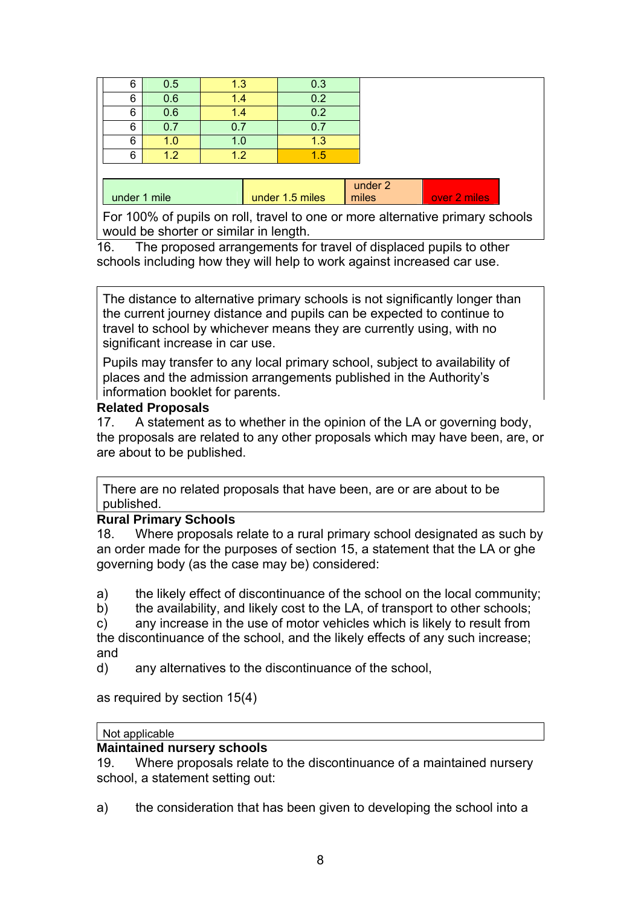| | | | |
|---|---|---|---|
| 6 | 0.5 | 1.3 | 0.3 |
| 6 | 0.6 | 1.4 | 0.2 |
| 6 | 0.6 | 1.4 | 0.2 |
| 6 | 0.7 | 0.7 | 0.7 |
| 6 | 1.0 | 1.0 | 1.3 |
| 6 | 1.2 | 1.2 | 1.5 |

| under 1 mile | under 1.5 miles | under 2 miles | over 2 miles |
|---|---|---|---|

For 100% of pupils on roll, travel to one or more alternative primary schools would be shorter or similar in length.

16. The proposed arrangements for travel of displaced pupils to other schools including how they will help to work against increased car use.

The distance to alternative primary schools is not significantly longer than the current journey distance and pupils can be expected to continue to travel to school by whichever means they are currently using, with no significant increase in car use.

Pupils may transfer to any local primary school, subject to availability of places and the admission arrangements published in the Authority's information booklet for parents.

**Related Proposals**

17. A statement as to whether in the opinion of the LA or governing body, the proposals are related to any other proposals which may have been, are, or are about to be published.

There are no related proposals that have been, are or are about to be published.

**Rural Primary Schools**

18. Where proposals relate to a rural primary school designated as such by an order made for the purposes of section 15, a statement that the LA or ghe governing body (as the case may be) considered:

a) the likely effect of discontinuance of the school on the local community;
b) the availability, and likely cost to the LA, of transport to other schools;
c) any increase in the use of motor vehicles which is likely to result from the discontinuance of the school, and the likely effects of any such increase; and
d) any alternatives to the discontinuance of the school,

as required by section 15(4)

Not applicable

**Maintained nursery schools**

19. Where proposals relate to the discontinuance of a maintained nursery school, a statement setting out:

a) the consideration that has been given to developing the school into a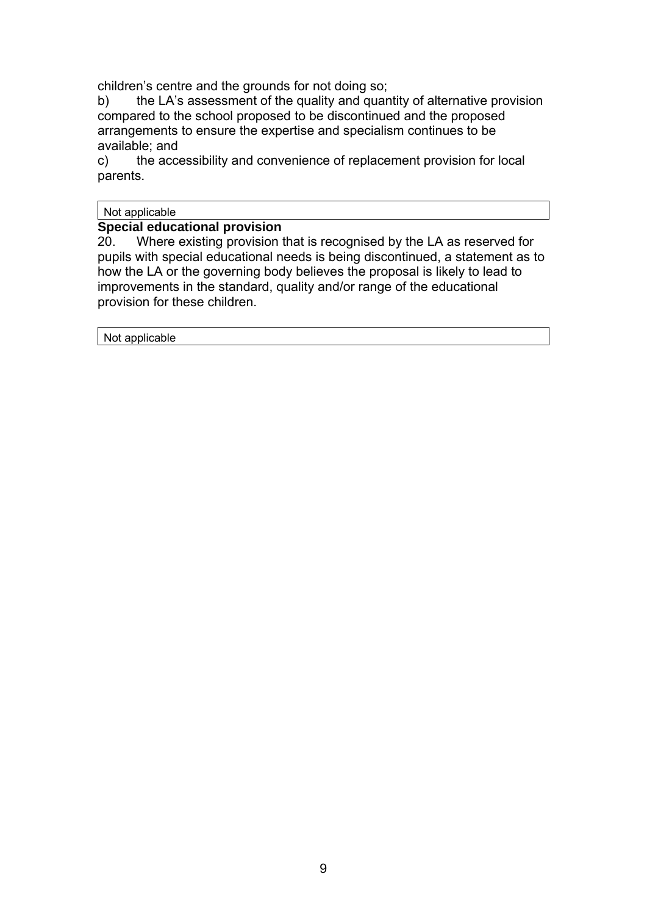children's centre and the grounds for not doing so;

b) the LA's assessment of the quality and quantity of alternative provision compared to the school proposed to be discontinued and the proposed arrangements to ensure the expertise and specialism continues to be available; and

c) the accessibility and convenience of replacement provision for local parents.

| |
|---|
| Not applicable |

**Special educational provision**

20. Where existing provision that is recognised by the LA as reserved for pupils with special educational needs is being discontinued, a statement as to how the LA or the governing body believes the proposal is likely to lead to improvements in the standard, quality and/or range of the educational provision for these children.

| |
|---|
| Not applicable |